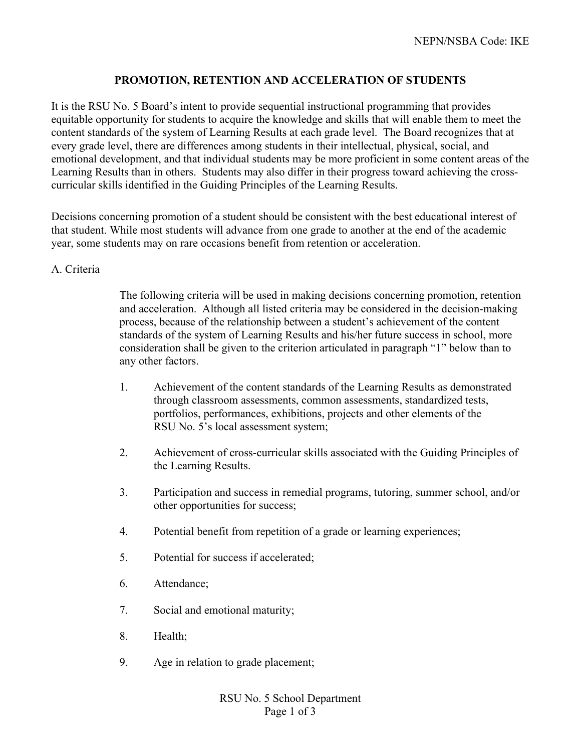NEPN/NSBA Code: IKE

# PROMOTION, RETENTION AND ACCELERATION OF STUDENTS

It is the RSU No. 5 Board's intent to provide sequential instructional programming that provides equitable opportunity for students to acquire the knowledge and skills that will enable them to meet the content standards of the system of Learning Results at each grade level. The Board recognizes that at every grade level, there are differences among students in their intellectual, physical, social, and emotional development, and that individual students may be more proficient in some content areas of the Learning Results than in others. Students may also differ in their progress toward achieving the cross-curricular skills identified in the Guiding Principles of the Learning Results.

Decisions concerning promotion of a student should be consistent with the best educational interest of that student. While most students will advance from one grade to another at the end of the academic year, some students may on rare occasions benefit from retention or acceleration.

## A. Criteria

The following criteria will be used in making decisions concerning promotion, retention and acceleration. Although all listed criteria may be considered in the decision-making process, because of the relationship between a student's achievement of the content standards of the system of Learning Results and his/her future success in school, more consideration shall be given to the criterion articulated in paragraph "1" below than to any other factors.

1. Achievement of the content standards of the Learning Results as demonstrated through classroom assessments, common assessments, standardized tests, portfolios, performances, exhibitions, projects and other elements of the RSU No. 5's local assessment system;
2. Achievement of cross-curricular skills associated with the Guiding Principles of the Learning Results.
3. Participation and success in remedial programs, tutoring, summer school, and/or other opportunities for success;
4. Potential benefit from repetition of a grade or learning experiences;
5. Potential for success if accelerated;
6. Attendance;
7. Social and emotional maturity;
8. Health;
9. Age in relation to grade placement;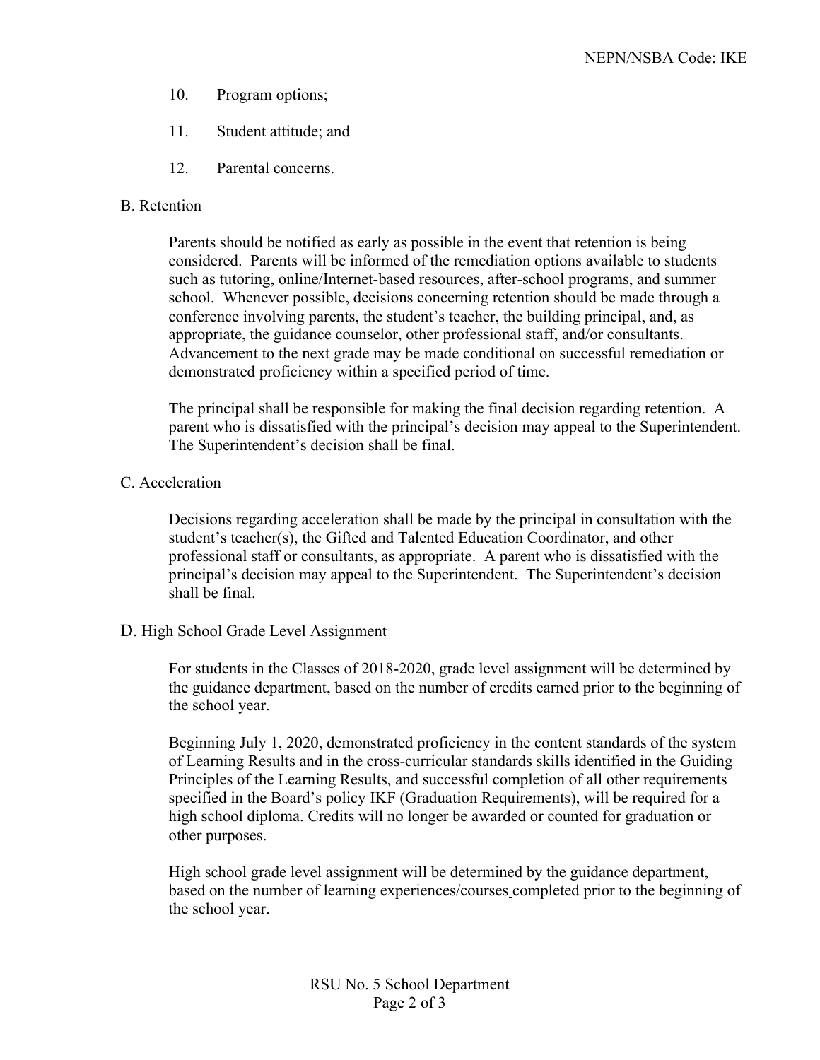10. Program options;

11. Student attitude; and

12. Parental concerns.

B. Retention

Parents should be notified as early as possible in the event that retention is being considered. Parents will be informed of the remediation options available to students such as tutoring, online/Internet-based resources, after-school programs, and summer school. Whenever possible, decisions concerning retention should be made through a conference involving parents, the student's teacher, the building principal, and, as appropriate, the guidance counselor, other professional staff, and/or consultants. Advancement to the next grade may be made conditional on successful remediation or demonstrated proficiency within a specified period of time.

The principal shall be responsible for making the final decision regarding retention. A parent who is dissatisfied with the principal's decision may appeal to the Superintendent. The Superintendent's decision shall be final.

C. Acceleration

Decisions regarding acceleration shall be made by the principal in consultation with the student's teacher(s), the Gifted and Talented Education Coordinator, and other professional staff or consultants, as appropriate. A parent who is dissatisfied with the principal's decision may appeal to the Superintendent. The Superintendent's decision shall be final.

D. High School Grade Level Assignment

For students in the Classes of 2018-2020, grade level assignment will be determined by the guidance department, based on the number of credits earned prior to the beginning of the school year.

Beginning July 1, 2020, demonstrated proficiency in the content standards of the system of Learning Results and in the cross-curricular standards skills identified in the Guiding Principles of the Learning Results, and successful completion of all other requirements specified in the Board's policy IKF (Graduation Requirements), will be required for a high school diploma. Credits will no longer be awarded or counted for graduation or other purposes.

High school grade level assignment will be determined by the guidance department, based on the number of learning experiences/courses completed prior to the beginning of the school year.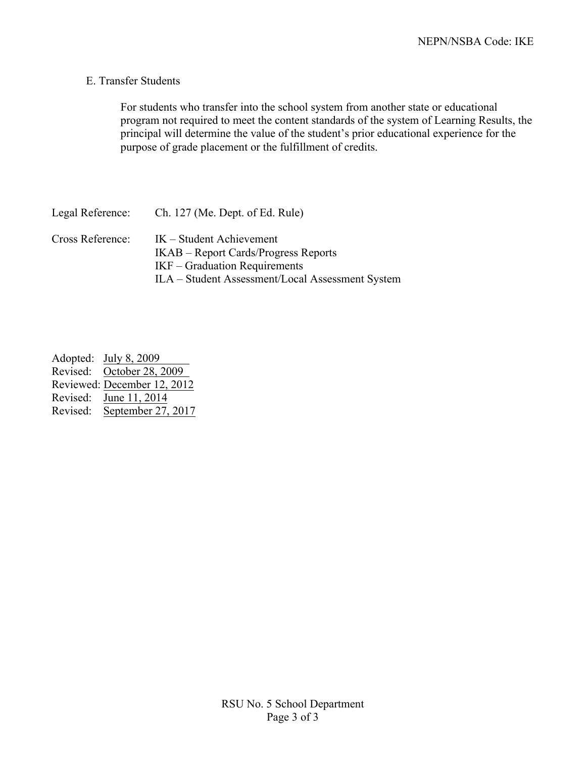E. Transfer Students

For students who transfer into the school system from another state or educational program not required to meet the content standards of the system of Learning Results, the principal will determine the value of the student's prior educational experience for the purpose of grade placement or the fulfillment of credits.

Legal Reference: Ch. 127 (Me. Dept. of Ed. Rule)

Cross Reference: IK – Student Achievement
IKAB – Report Cards/Progress Reports
IKF – Graduation Requirements
ILA – Student Assessment/Local Assessment System

Adopted: July 8, 2009
Revised: October 28, 2009
Reviewed: December 12, 2012
Revised: June 11, 2014
Revised: September 27, 2017